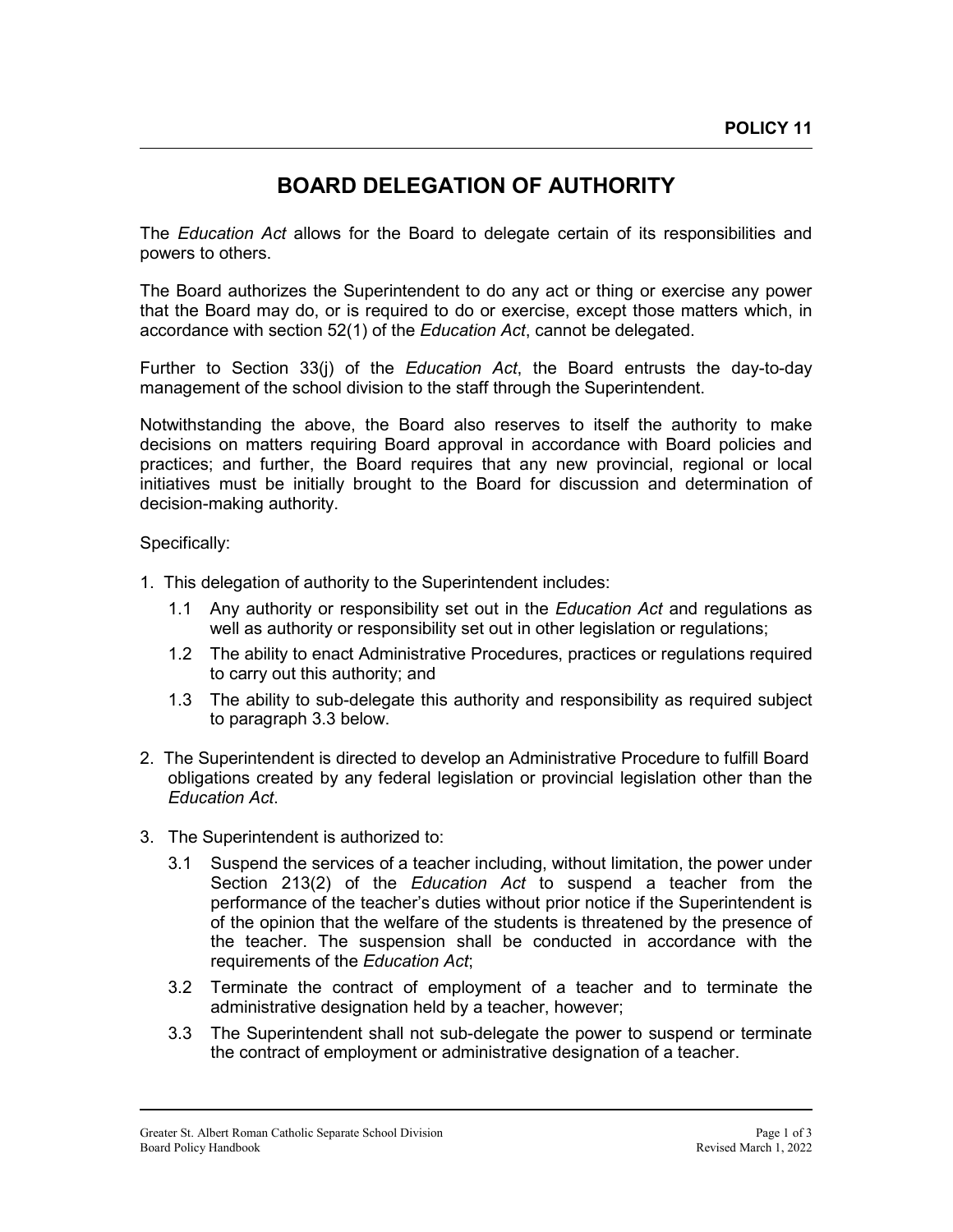**POLICY 11**

# BOARD DELEGATION OF AUTHORITY

The *Education Act* allows for the Board to delegate certain of its responsibilities and powers to others.

The Board authorizes the Superintendent to do any act or thing or exercise any power that the Board may do, or is required to do or exercise, except those matters which, in accordance with section 52(1) of the *Education Act*, cannot be delegated.

Further to Section 33(j) of the *Education Act*, the Board entrusts the day-to-day management of the school division to the staff through the Superintendent.

Notwithstanding the above, the Board also reserves to itself the authority to make decisions on matters requiring Board approval in accordance with Board policies and practices; and further, the Board requires that any new provincial, regional or local initiatives must be initially brought to the Board for discussion and determination of decision-making authority.

Specifically:

1. This delegation of authority to the Superintendent includes:
   - 1.1 Any authority or responsibility set out in the *Education Act* and regulations as well as authority or responsibility set out in other legislation or regulations;
   - 1.2 The ability to enact Administrative Procedures, practices or regulations required to carry out this authority; and
   - 1.3 The ability to sub-delegate this authority and responsibility as required subject to paragraph 3.3 below.
2. The Superintendent is directed to develop an Administrative Procedure to fulfill Board obligations created by any federal legislation or provincial legislation other than the *Education Act*.
3. The Superintendent is authorized to:
   - 3.1 Suspend the services of a teacher including, without limitation, the power under Section 213(2) of the *Education Act* to suspend a teacher from the performance of the teacher's duties without prior notice if the Superintendent is of the opinion that the welfare of the students is threatened by the presence of the teacher. The suspension shall be conducted in accordance with the requirements of the *Education Act*;
   - 3.2 Terminate the contract of employment of a teacher and to terminate the administrative designation held by a teacher, however;
   - 3.3 The Superintendent shall not sub-delegate the power to suspend or terminate the contract of employment or administrative designation of a teacher.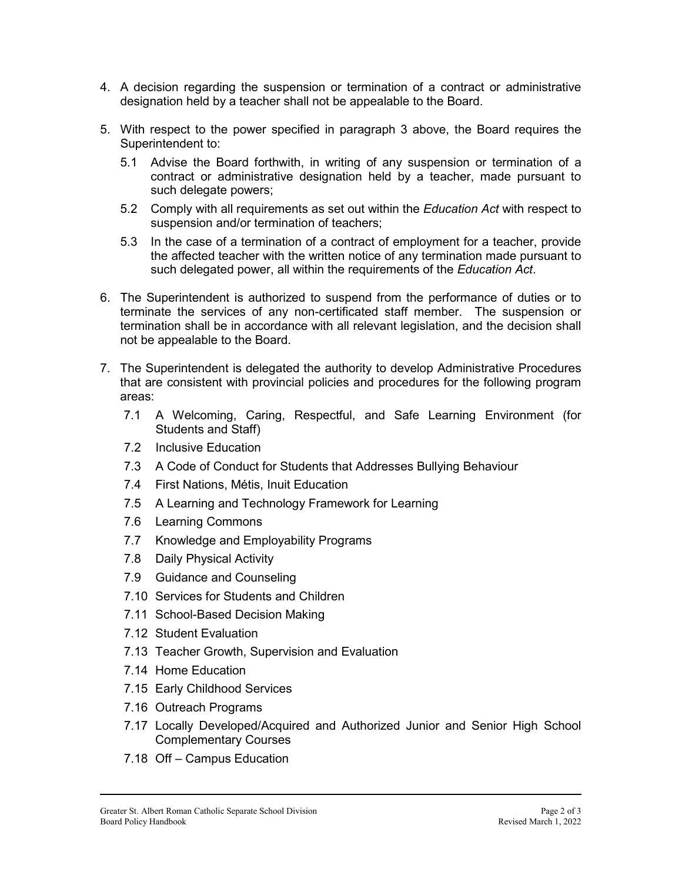4. A decision regarding the suspension or termination of a contract or administrative designation held by a teacher shall not be appealable to the Board.

5. With respect to the power specified in paragraph 3 above, the Board requires the Superintendent to:

   5.1 Advise the Board forthwith, in writing of any suspension or termination of a contract or administrative designation held by a teacher, made pursuant to such delegate powers;

   5.2 Comply with all requirements as set out within the *Education Act* with respect to suspension and/or termination of teachers;

   5.3 In the case of a termination of a contract of employment for a teacher, provide the affected teacher with the written notice of any termination made pursuant to such delegated power, all within the requirements of the *Education Act*.

6. The Superintendent is authorized to suspend from the performance of duties or to terminate the services of any non-certificated staff member. The suspension or termination shall be in accordance with all relevant legislation, and the decision shall not be appealable to the Board.

7. The Superintendent is delegated the authority to develop Administrative Procedures that are consistent with provincial policies and procedures for the following program areas:

   7.1 A Welcoming, Caring, Respectful, and Safe Learning Environment (for Students and Staff)

   7.2 Inclusive Education

   7.3 A Code of Conduct for Students that Addresses Bullying Behaviour

   7.4 First Nations, Métis, Inuit Education

   7.5 A Learning and Technology Framework for Learning

   7.6 Learning Commons

   7.7 Knowledge and Employability Programs

   7.8 Daily Physical Activity

   7.9 Guidance and Counseling

   7.10 Services for Students and Children

   7.11 School-Based Decision Making

   7.12 Student Evaluation

   7.13 Teacher Growth, Supervision and Evaluation

   7.14 Home Education

   7.15 Early Childhood Services

   7.16 Outreach Programs

   7.17 Locally Developed/Acquired and Authorized Junior and Senior High School Complementary Courses

   7.18 Off – Campus Education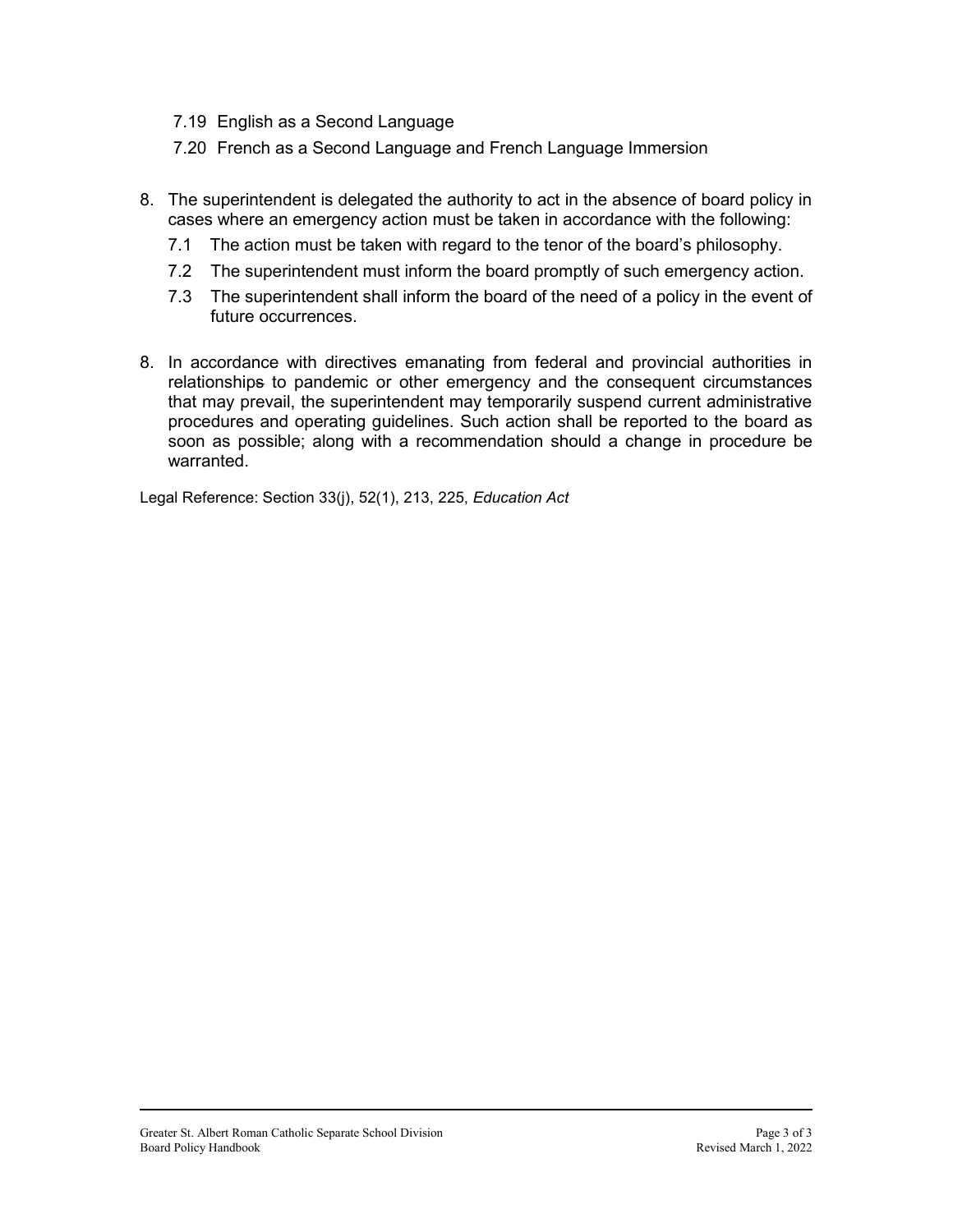7.19 English as a Second Language

7.20 French as a Second Language and French Language Immersion

8. The superintendent is delegated the authority to act in the absence of board policy in cases where an emergency action must be taken in accordance with the following:

   7.1 The action must be taken with regard to the tenor of the board's philosophy.

   7.2 The superintendent must inform the board promptly of such emergency action.

   7.3 The superintendent shall inform the board of the need of a policy in the event of future occurrences.

8. In accordance with directives emanating from federal and provincial authorities in relationships to pandemic or other emergency and the consequent circumstances that may prevail, the superintendent may temporarily suspend current administrative procedures and operating guidelines. Such action shall be reported to the board as soon as possible; along with a recommendation should a change in procedure be warranted.

Legal Reference: Section 33(j), 52(1), 213, 225, *Education Act*